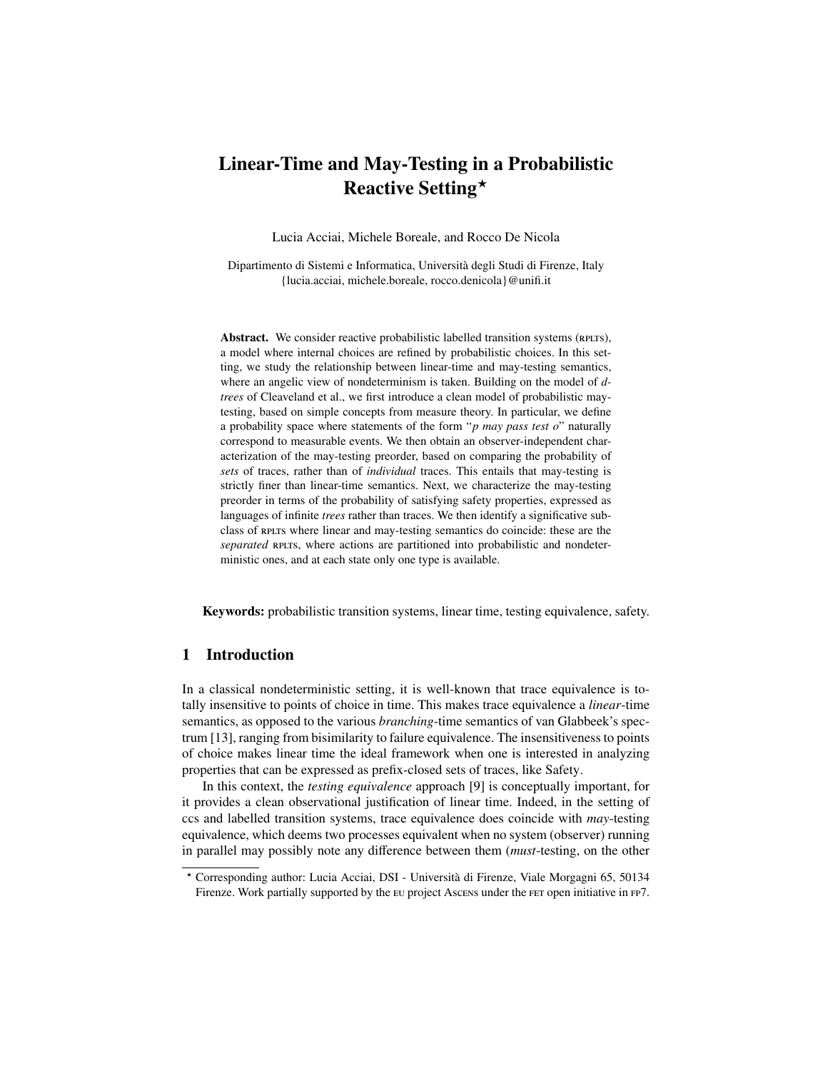# Linear-Time and May-Testing in a Probabilistic Reactive Setting*

Lucia Acciai, Michele Boreale, and Rocco De Nicola

Dipartimento di Sistemi e Informatica, Università degli Studi di Firenze, Italy
{lucia.acciai, michele.boreale, rocco.denicola}@unifi.it

**Abstract.** We consider reactive probabilistic labelled transition systems (RPLTS), a model where internal choices are refined by probabilistic choices. In this setting, we study the relationship between linear-time and may-testing semantics, where an angelic view of nondeterminism is taken. Building on the model of *d-trees* of Cleaveland et al., we first introduce a clean model of probabilistic may-testing, based on simple concepts from measure theory. In particular, we define a probability space where statements of the form "*p may pass test o*" naturally correspond to measurable events. We then obtain an observer-independent characterization of the may-testing preorder, based on comparing the probability of *sets* of traces, rather than of *individual* traces. This entails that may-testing is strictly finer than linear-time semantics. Next, we characterize the may-testing preorder in terms of the probability of satisfying safety properties, expressed as languages of infinite *trees* rather than traces. We then identify a significative subclass of RPLTS where linear and may-testing semantics do coincide: these are the *separated* RPLTS, where actions are partitioned into probabilistic and nondeterministic ones, and at each state only one type is available.

**Keywords:** probabilistic transition systems, linear time, testing equivalence, safety.

## 1 Introduction

In a classical nondeterministic setting, it is well-known that trace equivalence is totally insensitive to points of choice in time. This makes trace equivalence a *linear*-time semantics, as opposed to the various *branching*-time semantics of van Glabbeek's spectrum [13], ranging from bisimilarity to failure equivalence. The insensitiveness to points of choice makes linear time the ideal framework when one is interested in analyzing properties that can be expressed as prefix-closed sets of traces, like Safety.

In this context, the *testing equivalence* approach [9] is conceptually important, for it provides a clean observational justification of linear time. Indeed, in the setting of ccs and labelled transition systems, trace equivalence does coincide with *may*-testing equivalence, which deems two processes equivalent when no system (observer) running in parallel may possibly note any difference between them (*must*-testing, on the other

* Corresponding author: Lucia Acciai, DSI - Università di Firenze, Viale Morgagni 65, 50134 Firenze. Work partially supported by the EU project ASCENS under the FET open initiative in FP7.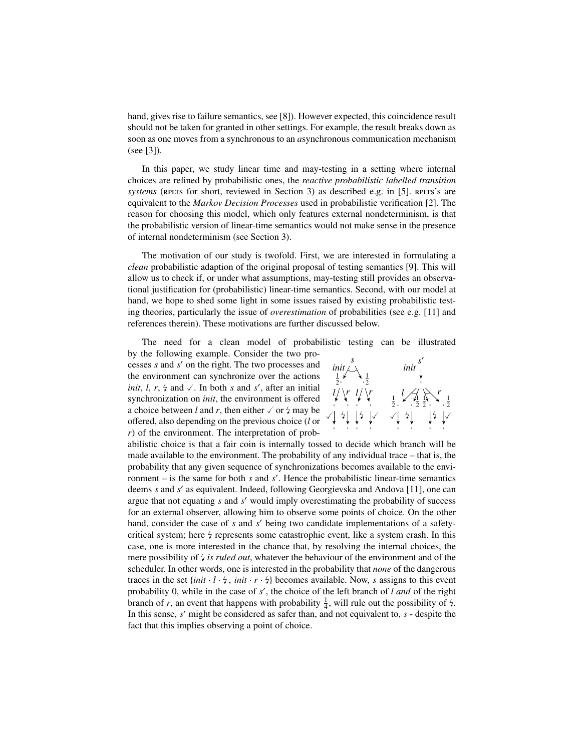hand, gives rise to failure semantics, see [8]). However expected, this coincidence result should not be taken for granted in other settings. For example, the result breaks down as soon as one moves from a synchronous to an *a*synchronous communication mechanism (see [3]).

In this paper, we study linear time and may-testing in a setting where internal choices are refined by probabilistic ones, the *reactive probabilistic labelled transition systems* (RPLTS for short, reviewed in Section 3) as described e.g. in [5]. RPLTS's are equivalent to the *Markov Decision Processes* used in probabilistic verification [2]. The reason for choosing this model, which only features external nondeterminism, is that the probabilistic version of linear-time semantics would not make sense in the presence of internal nondeterminism (see Section 3).

The motivation of our study is twofold. First, we are interested in formulating a *clean* probabilistic adaption of the original proposal of testing semantics [9]. This will allow us to check if, or under what assumptions, may-testing still provides an observational justification for (probabilistic) linear-time semantics. Second, with our model at hand, we hope to shed some light in some issues raised by existing probabilistic testing theories, particularly the issue of *overestimation* of probabilities (see e.g. [11] and references therein). These motivations are further discussed below.

The need for a clean model of probabilistic testing can be illustrated by the following example. Consider the two processes $s$ and $s'$ on the right. The two processes and the environment can synchronize over the actions *init*, $l$, $r$, $\lightning$ and $\checkmark$. In both $s$ and $s'$, after an initial synchronization on *init*, the environment is offered a choice between $l$ and $r$, then either $\checkmark$ or $\lightning$ may be offered, also depending on the previous choice ($l$ or $r$) of the environment. The interpretation of probabilistic choice is that a fair coin is internally tossed to decide which branch will be made available to the environment. The probability of any individual trace – that is, the probability that any given sequence of synchronizations becomes available to the environment – is the same for both $s$ and $s'$. Hence the probabilistic linear-time semantics deems $s$ and $s'$ as equivalent. Indeed, following Georgievska and Andova [11], one can argue that not equating $s$ and $s'$ would imply overestimating the probability of success for an external observer, allowing him to observe some points of choice. On the other hand, consider the case of $s$ and $s'$ being two candidate implementations of a safety-critical system; here $\lightning$ represents some catastrophic event, like a system crash. In this case, one is more interested in the chance that, by resolving the internal choices, the mere possibility of $\lightning$ *is ruled out*, whatever the behaviour of the environment and of the scheduler. In other words, one is interested in the probability that *none* of the dangerous traces in the set $\{init \cdot l \cdot \lightning\,,\ init \cdot r \cdot \lightning\}$ becomes available. Now, $s$ assigns to this event probability 0, while in the case of $s'$, the choice of the left branch of $l$ *and* of the right branch of $r$, an event that happens with probability $\frac{1}{4}$, will rule out the possibility of $\lightning$. In this sense, $s'$ might be considered as safer than, and not equivalent to, $s$ - despite the fact that this implies observing a point of choice.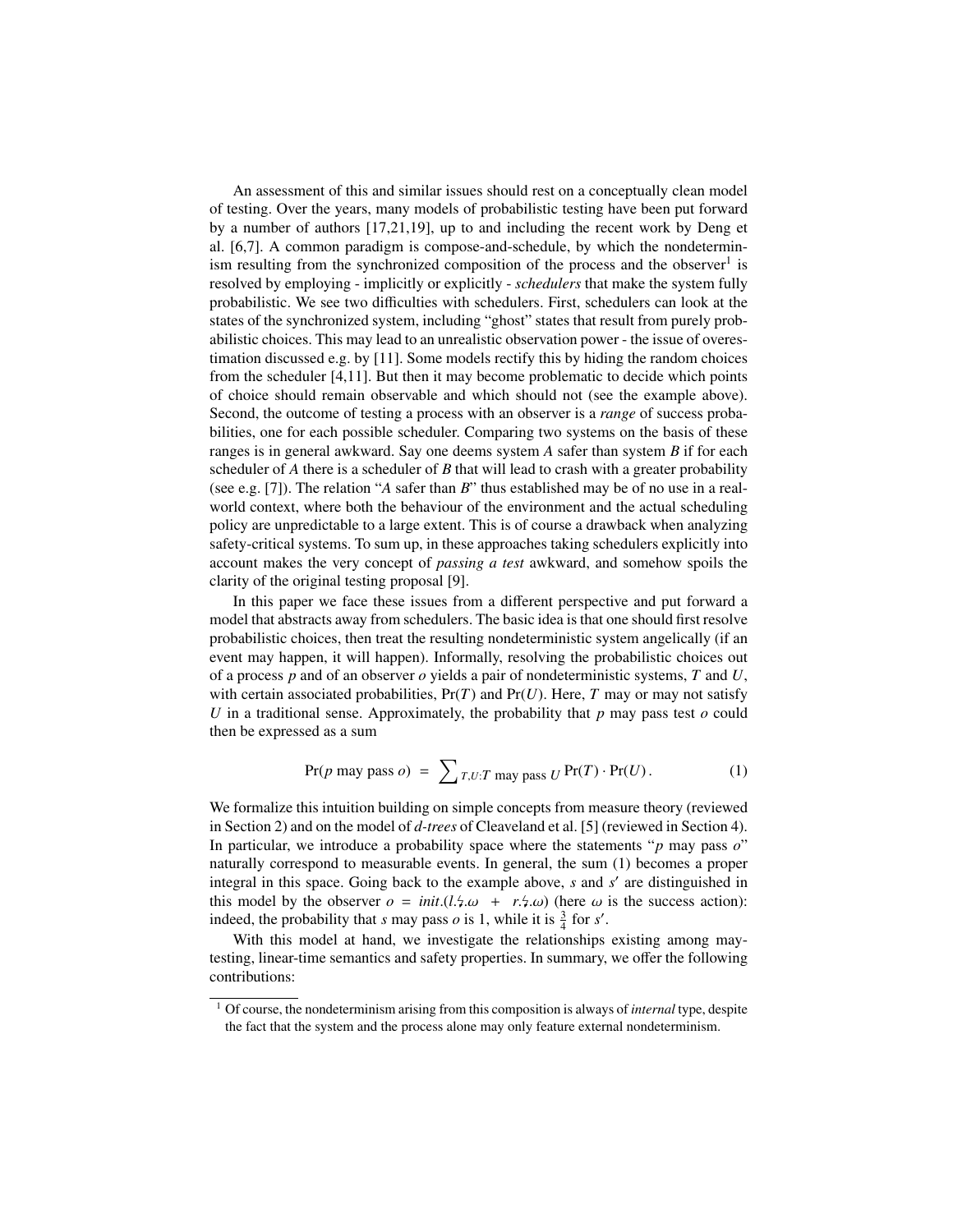An assessment of this and similar issues should rest on a conceptually clean model of testing. Over the years, many models of probabilistic testing have been put forward by a number of authors [17,21,19], up to and including the recent work by Deng et al. [6,7]. A common paradigm is compose-and-schedule, by which the nondeterminism resulting from the synchronized composition of the process and the observer[1] is resolved by employing - implicitly or explicitly - *schedulers* that make the system fully probabilistic. We see two difficulties with schedulers. First, schedulers can look at the states of the synchronized system, including "ghost" states that result from purely probabilistic choices. This may lead to an unrealistic observation power - the issue of overestimation discussed e.g. by [11]. Some models rectify this by hiding the random choices from the scheduler [4,11]. But then it may become problematic to decide which points of choice should remain observable and which should not (see the example above). Second, the outcome of testing a process with an observer is a *range* of success probabilities, one for each possible scheduler. Comparing two systems on the basis of these ranges is in general awkward. Say one deems system $A$ safer than system $B$ if for each scheduler of $A$ there is a scheduler of $B$ that will lead to crash with a greater probability (see e.g. [7]). The relation "$A$ safer than $B$" thus established may be of no use in a real-world context, where both the behaviour of the environment and the actual scheduling policy are unpredictable to a large extent. This is of course a drawback when analyzing safety-critical systems. To sum up, in these approaches taking schedulers explicitly into account makes the very concept of *passing a test* awkward, and somehow spoils the clarity of the original testing proposal [9].

In this paper we face these issues from a different perspective and put forward a model that abstracts away from schedulers. The basic idea is that one should first resolve probabilistic choices, then treat the resulting nondeterministic system angelically (if an event may happen, it will happen). Informally, resolving the probabilistic choices out of a process $p$ and of an observer $o$ yields a pair of nondeterministic systems, $T$ and $U$, with certain associated probabilities, $\Pr(T)$ and $\Pr(U)$. Here, $T$ may or may not satisfy $U$ in a traditional sense. Approximately, the probability that $p$ may pass test $o$ could then be expressed as a sum

$$\Pr(p \text{ may pass } o) \;=\; \sum\nolimits_{T,U:T \text{ may pass } U} \Pr(T)\cdot\Pr(U)\,. \tag{1}$$

We formalize this intuition building on simple concepts from measure theory (reviewed in Section 2) and on the model of *d-trees* of Cleaveland et al. [5] (reviewed in Section 4). In particular, we introduce a probability space where the statements "$p$ may pass $o$" naturally correspond to measurable events. In general, the sum (1) becomes a proper integral in this space. Going back to the example above, $s$ and $s'$ are distinguished in this model by the observer $o = init.(l.\lightning.\omega \;+\; r.\lightning.\omega)$ (here $\omega$ is the success action): indeed, the probability that $s$ may pass $o$ is 1, while it is $\frac{3}{4}$ for $s'$.

With this model at hand, we investigate the relationships existing among may-testing, linear-time semantics and safety properties. In summary, we offer the following contributions:

[1] Of course, the nondeterminism arising from this composition is always of *internal* type, despite the fact that the system and the process alone may only feature external nondeterminism.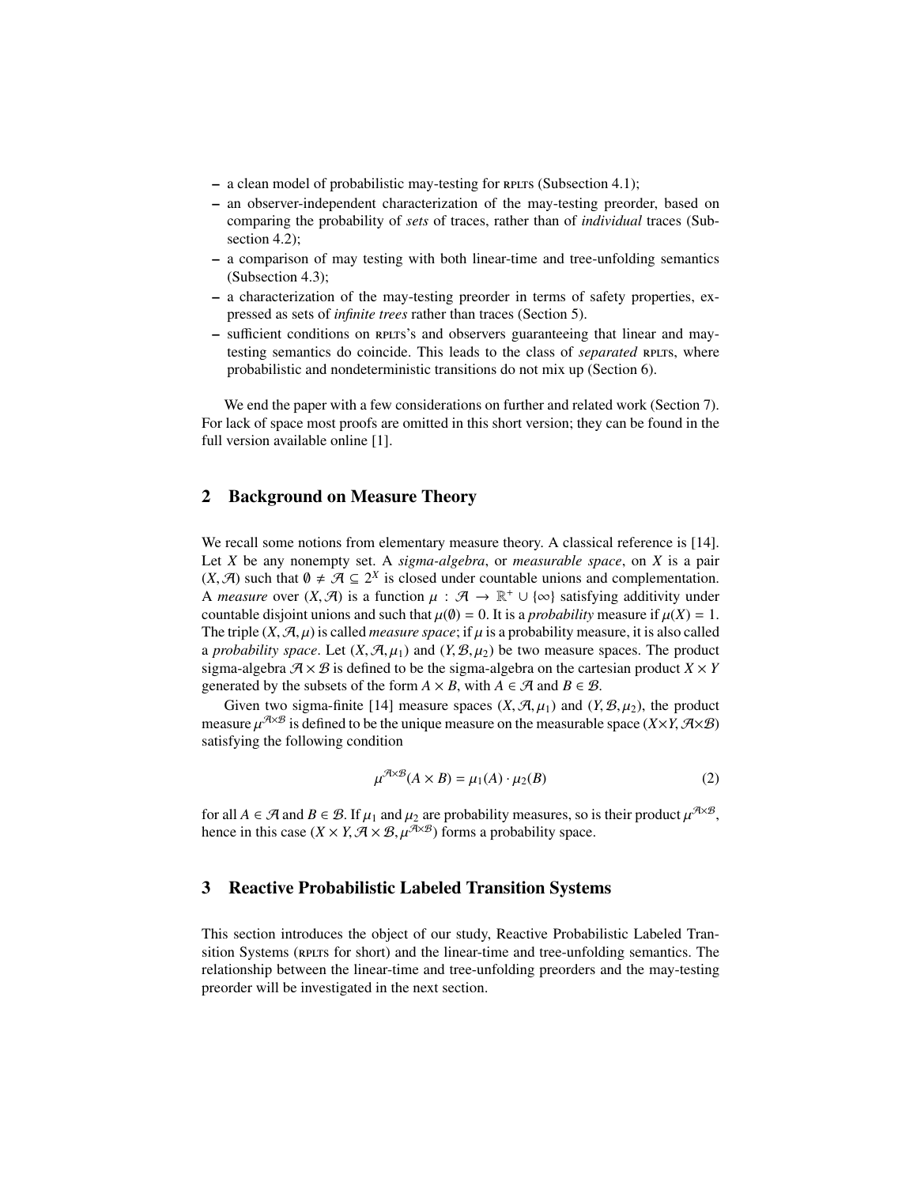– a clean model of probabilistic may-testing for RPLTS (Subsection 4.1);
– an observer-independent characterization of the may-testing preorder, based on comparing the probability of *sets* of traces, rather than of *individual* traces (Subsection 4.2);
– a comparison of may testing with both linear-time and tree-unfolding semantics (Subsection 4.3);
– a characterization of the may-testing preorder in terms of safety properties, expressed as sets of *infinite trees* rather than traces (Section 5).
– sufficient conditions on RPLTS's and observers guaranteeing that linear and may-testing semantics do coincide. This leads to the class of *separated* RPLTS, where probabilistic and nondeterministic transitions do not mix up (Section 6).

We end the paper with a few considerations on further and related work (Section 7). For lack of space most proofs are omitted in this short version; they can be found in the full version available online [1].

## 2 Background on Measure Theory

We recall some notions from elementary measure theory. A classical reference is [14]. Let $X$ be any nonempty set. A *sigma-algebra*, or *measurable space*, on $X$ is a pair $(X, \mathcal{A})$ such that $\emptyset \neq \mathcal{A} \subseteq 2^X$ is closed under countable unions and complementation. A *measure* over $(X, \mathcal{A})$ is a function $\mu : \mathcal{A} \to \mathbb{R}^+ \cup \{\infty\}$ satisfying additivity under countable disjoint unions and such that $\mu(\emptyset) = 0$. It is a *probability* measure if $\mu(X) = 1$. The triple $(X, \mathcal{A}, \mu)$ is called *measure space*; if $\mu$ is a probability measure, it is also called a *probability space*. Let $(X, \mathcal{A}, \mu_1)$ and $(Y, \mathcal{B}, \mu_2)$ be two measure spaces. The product sigma-algebra $\mathcal{A} \times \mathcal{B}$ is defined to be the sigma-algebra on the cartesian product $X \times Y$ generated by the subsets of the form $A \times B$, with $A \in \mathcal{A}$ and $B \in \mathcal{B}$.

Given two sigma-finite [14] measure spaces $(X, \mathcal{A}, \mu_1)$ and $(Y, \mathcal{B}, \mu_2)$, the product measure $\mu^{\mathcal{A} \times \mathcal{B}}$ is defined to be the unique measure on the measurable space $(X \times Y, \mathcal{A} \times \mathcal{B})$ satisfying the following condition

$$\mu^{\mathcal{A} \times \mathcal{B}}(A \times B) = \mu_1(A) \cdot \mu_2(B) \tag{2}$$

for all $A \in \mathcal{A}$ and $B \in \mathcal{B}$. If $\mu_1$ and $\mu_2$ are probability measures, so is their product $\mu^{\mathcal{A} \times \mathcal{B}}$, hence in this case $(X \times Y, \mathcal{A} \times \mathcal{B}, \mu^{\mathcal{A} \times \mathcal{B}})$ forms a probability space.

## 3 Reactive Probabilistic Labeled Transition Systems

This section introduces the object of our study, Reactive Probabilistic Labeled Transition Systems (RPLTS for short) and the linear-time and tree-unfolding semantics. The relationship between the linear-time and tree-unfolding preorders and the may-testing preorder will be investigated in the next section.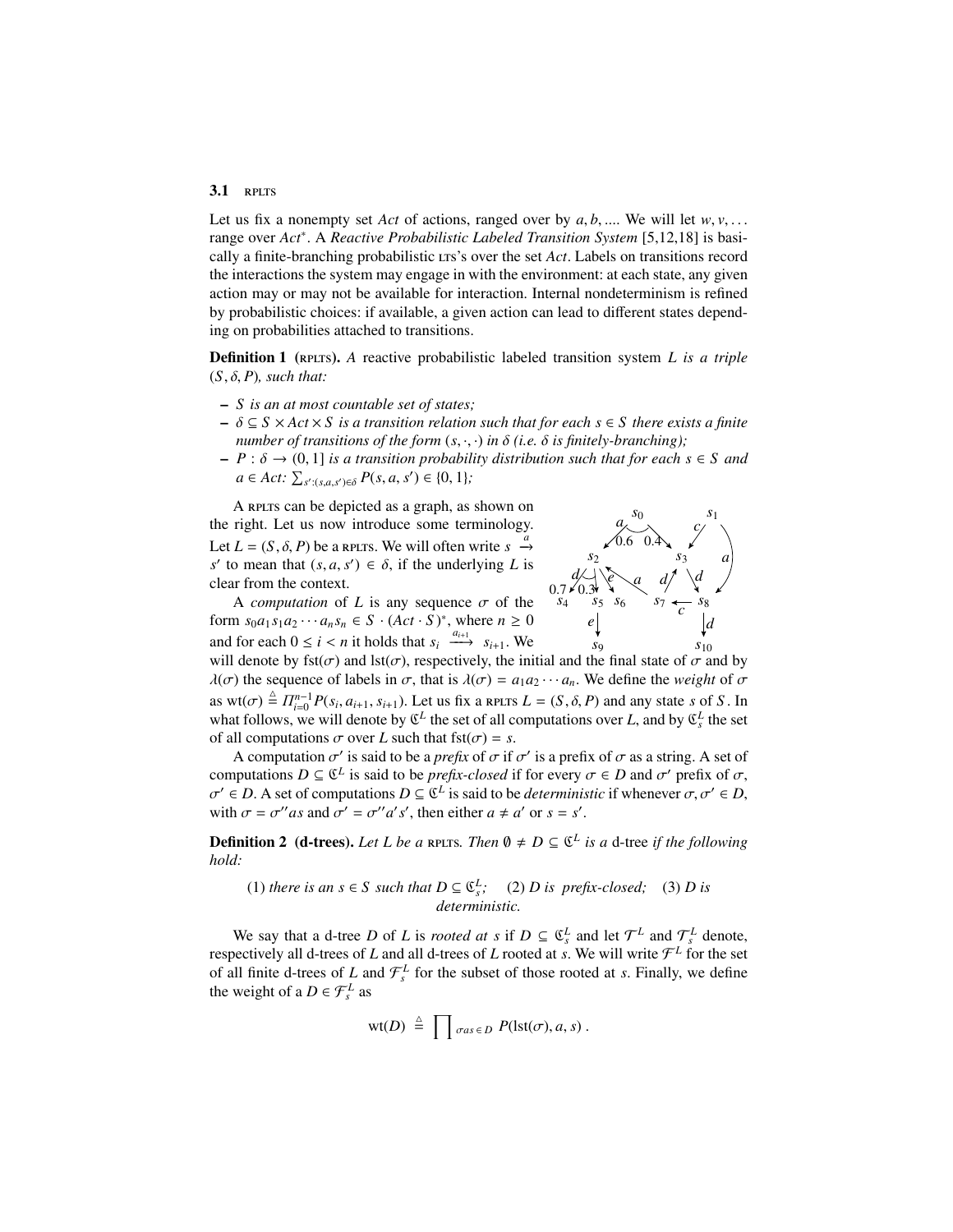### 3.1 RPLTS

Let us fix a nonempty set *Act* of actions, ranged over by $a, b, \ldots$. We will let $w, v, \ldots$ range over $Act^*$. A *Reactive Probabilistic Labeled Transition System* [5,12,18] is basically a finite-branching probabilistic LTS's over the set *Act*. Labels on transitions record the interactions the system may engage in with the environment: at each state, any given action may or may not be available for interaction. Internal nondeterminism is refined by probabilistic choices: if available, a given action can lead to different states depending on probabilities attached to transitions.

**Definition 1** (RPLTS). *A reactive probabilistic labeled transition system $L$ is a triple $(S, \delta, P)$, such that:*

- *$S$ is an at most countable set of states;*
- *$\delta \subseteq S \times Act \times S$ is a transition relation such that for each $s \in S$ there exists a finite number of transitions of the form $(s, \cdot, \cdot)$ in $\delta$ (i.e. $\delta$ is finitely-branching);*
- *$P : \delta \to (0, 1]$ is a transition probability distribution such that for each $s \in S$ and $a \in Act$: $\sum_{s':(s,a,s')\in\delta} P(s, a, s') \in \{0, 1\}$;*

A RPLTS can be depicted as a graph, as shown on the right. Let us now introduce some terminology. Let $L = (S, \delta, P)$ be a RPLTS. We will often write $s \xrightarrow{a} s'$ to mean that $(s, a, s') \in \delta$, if the underlying $L$ is clear from the context.

A *computation* of $L$ is any sequence $\sigma$ of the form $s_0 a_1 s_1 a_2 \cdots a_n s_n \in S \cdot (Act \cdot S)^*$, where $n \geq 0$ and for each $0 \leq i < n$ it holds that $s_i \xrightarrow{a_{i+1}} s_{i+1}$. We will denote by $\text{fst}(\sigma)$ and $\text{lst}(\sigma)$, respectively, the initial and the final state of $\sigma$ and by $\lambda(\sigma)$ the sequence of labels in $\sigma$, that is $\lambda(\sigma) = a_1 a_2 \cdots a_n$. We define the *weight* of $\sigma$ as $\text{wt}(\sigma) \triangleq \Pi_{i=0}^{n-1} P(s_i, a_{i+1}, s_{i+1})$. Let us fix a RPLTS $L = (S, \delta, P)$ and any state $s$ of $S$. In what follows, we will denote by $\mathfrak{C}^L$ the set of all computations over $L$, and by $\mathfrak{C}^L_s$ the set of all computations $\sigma$ over $L$ such that $\text{fst}(\sigma) = s$.

A computation $\sigma'$ is said to be a *prefix* of $\sigma$ if $\sigma'$ is a prefix of $\sigma$ as a string. A set of computations $D \subseteq \mathfrak{C}^L$ is said to be *prefix-closed* if for every $\sigma \in D$ and $\sigma'$ prefix of $\sigma$, $\sigma' \in D$. A set of computations $D \subseteq \mathfrak{C}^L$ is said to be *deterministic* if whenever $\sigma, \sigma' \in D$, with $\sigma = \sigma'' a s$ and $\sigma' = \sigma'' a' s'$, then either $a \neq a'$ or $s = s'$.

**Definition 2 (d-trees).** *Let $L$ be a* RPLTS*. Then $\emptyset \neq D \subseteq \mathfrak{C}^L$ is a* d-tree *if the following hold:*

*(1) there is an $s \in S$ such that $D \subseteq \mathfrak{C}^L_s$; (2) $D$ is prefix-closed; (3) $D$ is deterministic.*

We say that a d-tree $D$ of $L$ is *rooted at* $s$ if $D \subseteq \mathfrak{C}^L_s$ and let $\mathcal{T}^L$ and $\mathcal{T}^L_s$ denote, respectively all d-trees of $L$ and all d-trees of $L$ rooted at $s$. We will write $\mathcal{F}^L$ for the set of all finite d-trees of $L$ and $\mathcal{F}^L_s$ for the subset of those rooted at $s$. Finally, we define the weight of a $D \in \mathcal{F}^L_s$ as

$$\text{wt}(D) \triangleq \prod_{\sigma a s \in D} P(\text{lst}(\sigma), a, s) .$$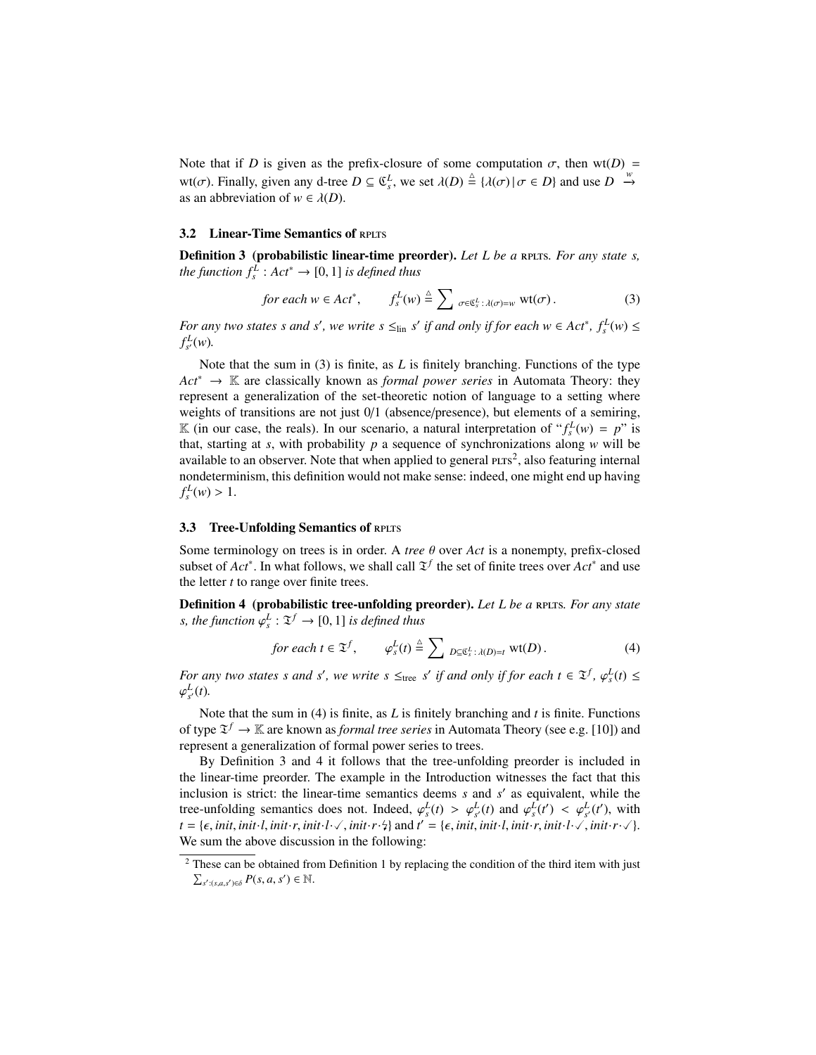Note that if $D$ is given as the prefix-closure of some computation $\sigma$, then $\text{wt}(D) = \text{wt}(\sigma)$. Finally, given any d-tree $D \subseteq \mathfrak{C}^L_s$, we set $\lambda(D) \triangleq \{\lambda(\sigma) \mid \sigma \in D\}$ and use $D \stackrel{w}{\rightarrow}$ as an abbreviation of $w \in \lambda(D)$.

### 3.2 Linear-Time Semantics of RPLTS

**Definition 3 (probabilistic linear-time preorder).** *Let $L$ be a* RPLTS. *For any state $s$, the function $f^L_s : Act^* \to [0, 1]$ is defined thus*

$$\text{for each } w \in Act^*, \qquad f^L_s(w) \triangleq \sum\nolimits_{\sigma \in \mathfrak{C}^L_s \,:\, \lambda(\sigma) = w} \text{wt}(\sigma)\,. \tag{3}$$

*For any two states $s$ and $s'$, we write $s \leq_{\text{lin}} s'$ if and only if for each $w \in Act^*$, $f^L_s(w) \leq f^L_{s'}(w)$.*

Note that the sum in (3) is finite, as $L$ is finitely branching. Functions of the type $Act^* \to \mathbb{K}$ are classically known as *formal power series* in Automata Theory: they represent a generalization of the set-theoretic notion of language to a setting where weights of transitions are not just 0/1 (absence/presence), but elements of a semiring, $\mathbb{K}$ (in our case, the reals). In our scenario, a natural interpretation of "$f^L_s(w) = p$" is that, starting at $s$, with probability $p$ a sequence of synchronizations along $w$ will be available to an observer. Note that when applied to general PLTS[2], also featuring internal nondeterminism, this definition would not make sense: indeed, one might end up having $f^L_s(w) > 1$.

### 3.3 Tree-Unfolding Semantics of RPLTS

Some terminology on trees is in order. A *tree* $\theta$ over $Act$ is a nonempty, prefix-closed subset of $Act^*$. In what follows, we shall call $\mathfrak{T}^f$ the set of finite trees over $Act^*$ and use the letter $t$ to range over finite trees.

**Definition 4 (probabilistic tree-unfolding preorder).** *Let $L$ be a* RPLTS. *For any state $s$, the function $\varphi^L_s : \mathfrak{T}^f \to [0, 1]$ is defined thus*

$$\text{for each } t \in \mathfrak{T}^f, \qquad \varphi^L_s(t) \triangleq \sum\nolimits_{D \subseteq \mathfrak{C}^L_s \,:\, \lambda(D) = t} \text{wt}(D)\,. \tag{4}$$

*For any two states $s$ and $s'$, we write $s \leq_{\text{tree}} s'$ if and only if for each $t \in \mathfrak{T}^f$, $\varphi^L_s(t) \leq \varphi^L_{s'}(t)$.*

Note that the sum in (4) is finite, as $L$ is finitely branching and $t$ is finite. Functions of type $\mathfrak{T}^f \to \mathbb{K}$ are known as *formal tree series* in Automata Theory (see e.g. [10]) and represent a generalization of formal power series to trees.

By Definition 3 and 4 it follows that the tree-unfolding preorder is included in the linear-time preorder. The example in the Introduction witnesses the fact that this inclusion is strict: the linear-time semantics deems $s$ and $s'$ as equivalent, while the tree-unfolding semantics does not. Indeed, $\varphi^L_s(t) > \varphi^L_{s'}(t)$ and $\varphi^L_s(t') < \varphi^L_{s'}(t')$, with $t = \{\epsilon, init, init{\cdot}l, init{\cdot}r, init{\cdot}l{\cdot}\checkmark, init{\cdot}r{\cdot}\lightning\}$ and $t' = \{\epsilon, init, init{\cdot}l, init{\cdot}r, init{\cdot}l{\cdot}\checkmark, init{\cdot}r{\cdot}\checkmark\}$. We sum the above discussion in the following:

---

[2] These can be obtained from Definition 1 by replacing the condition of the third item with just $\sum_{s' : (s,a,s') \in \delta} P(s, a, s') \in \mathbb{N}$.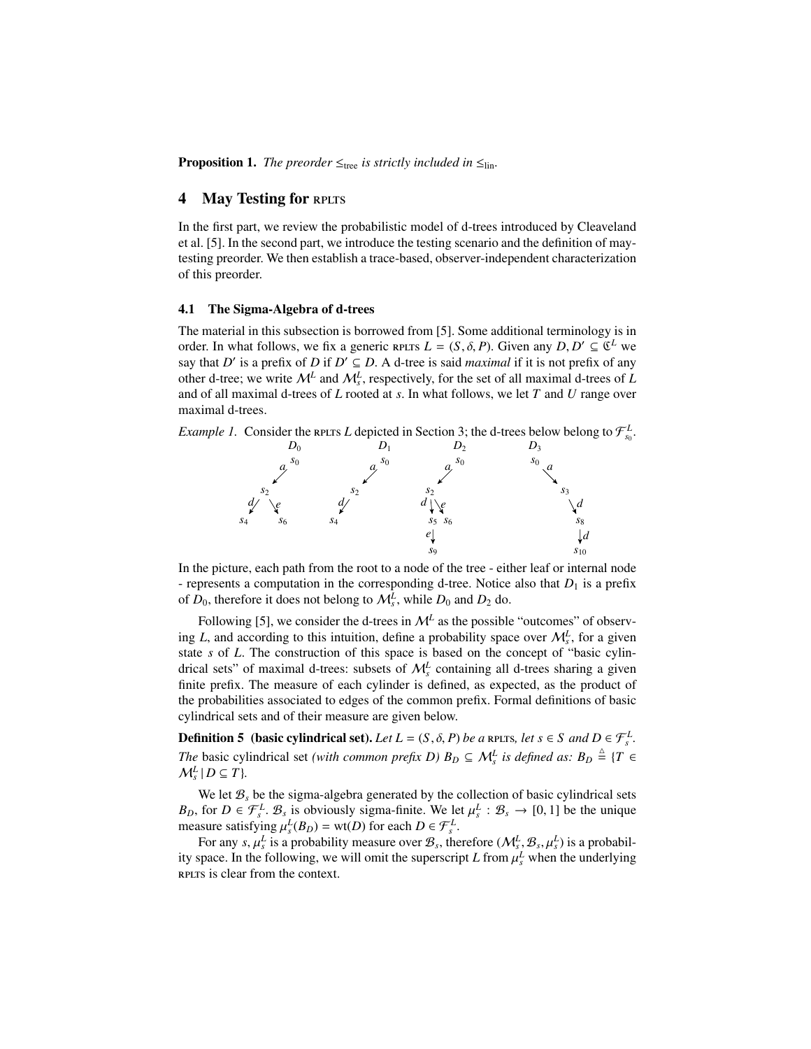**Proposition 1.** *The preorder $\leq_{\text{tree}}$ is strictly included in $\leq_{\text{lin}}$.*

## 4 May Testing for RPLTS

In the first part, we review the probabilistic model of d-trees introduced by Cleaveland et al. [5]. In the second part, we introduce the testing scenario and the definition of may-testing preorder. We then establish a trace-based, observer-independent characterization of this preorder.

### 4.1 The Sigma-Algebra of d-trees

The material in this subsection is borrowed from [5]. Some additional terminology is in order. In what follows, we fix a generic RPLTS $L = (S, \delta, P)$. Given any $D, D' \subseteq \mathfrak{C}^L$ we say that $D'$ is a prefix of $D$ if $D' \subseteq D$. A d-tree is said *maximal* if it is not prefix of any other d-tree; we write $\mathcal{M}^L$ and $\mathcal{M}^L_s$, respectively, for the set of all maximal d-trees of $L$ and of all maximal d-trees of $L$ rooted at $s$. In what follows, we let $T$ and $U$ range over maximal d-trees.

*Example 1.* Consider the RPLTS $L$ depicted in Section 3; the d-trees below belong to $\mathcal{F}^L_{s_0}$.

In the picture, each path from the root to a node of the tree - either leaf or internal node - represents a computation in the corresponding d-tree. Notice also that $D_1$ is a prefix of $D_0$, therefore it does not belong to $\mathcal{M}^L_s$, while $D_0$ and $D_2$ do.

Following [5], we consider the d-trees in $\mathcal{M}^L$ as the possible "outcomes" of observing $L$, and according to this intuition, define a probability space over $\mathcal{M}^L_s$, for a given state $s$ of $L$. The construction of this space is based on the concept of "basic cylindrical sets" of maximal d-trees: subsets of $\mathcal{M}^L_s$ containing all d-trees sharing a given finite prefix. The measure of each cylinder is defined, as expected, as the product of the probabilities associated to edges of the common prefix. Formal definitions of basic cylindrical sets and of their measure are given below.

**Definition 5 (basic cylindrical set).** *Let $L = (S, \delta, P)$ be a RPLTS, let $s \in S$ and $D \in \mathcal{F}^L_s$. The* basic cylindrical set *(with common prefix $D$) $B_D \subseteq \mathcal{M}^L_s$ is defined as: $B_D \triangleq \{T \in \mathcal{M}^L_s \mid D \subseteq T\}$.*

We let $\mathcal{B}_s$ be the sigma-algebra generated by the collection of basic cylindrical sets $B_D$, for $D \in \mathcal{F}^L_s$. $\mathcal{B}_s$ is obviously sigma-finite. We let $\mu^L_s : \mathcal{B}_s \to [0, 1]$ be the unique measure satisfying $\mu^L_s(B_D) = \text{wt}(D)$ for each $D \in \mathcal{F}^L_s$.

For any $s$, $\mu^L_s$ is a probability measure over $\mathcal{B}_s$, therefore $(\mathcal{M}^L_s, \mathcal{B}_s, \mu^L_s)$ is a probability space. In the following, we will omit the superscript $L$ from $\mu^L_s$ when the underlying RPLTS is clear from the context.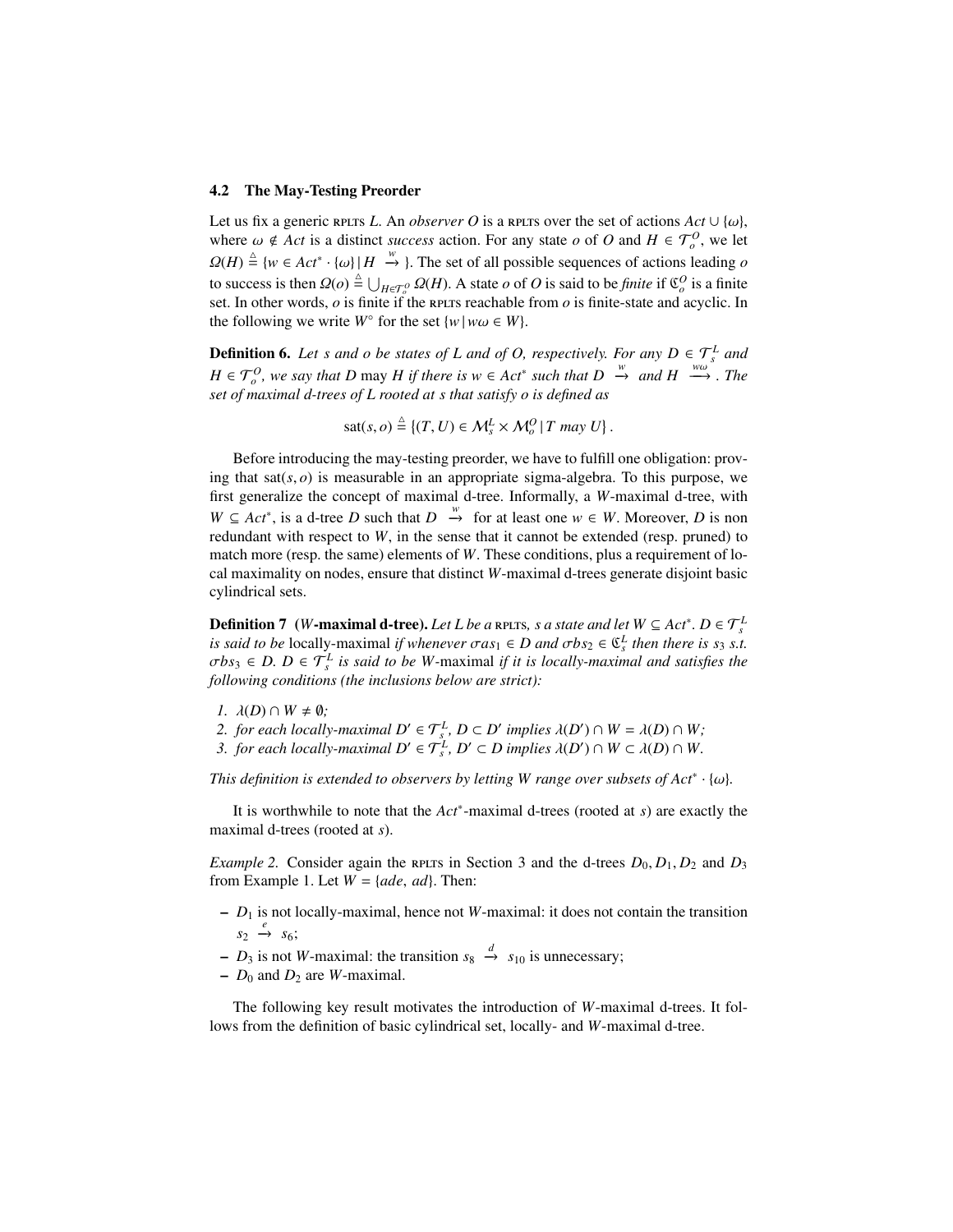### 4.2 The May-Testing Preorder

Let us fix a generic RPLTS $L$. An *observer* $O$ is a RPLTS over the set of actions $Act \cup \{\omega\}$, where $\omega \notin Act$ is a distinct *success* action. For any state $o$ of $O$ and $H \in \mathcal{T}_o^O$, we let $\Omega(H) \triangleq \{w \in Act^* \cdot \{\omega\} \mid H \stackrel{w}{\rightarrow}\}$. The set of all possible sequences of actions leading $o$ to success is then $\Omega(o) \triangleq \bigcup_{H \in \mathcal{T}_o^O} \Omega(H)$. A state $o$ of $O$ is said to be *finite* if $\mathfrak{C}_o^O$ is a finite set. In other words, $o$ is finite if the RPLTS reachable from $o$ is finite-state and acyclic. In the following we write $W^\circ$ for the set $\{w \mid w\omega \in W\}$.

**Definition 6.** *Let $s$ and $o$ be states of $L$ and of $O$, respectively. For any $D \in \mathcal{T}_s^L$ and $H \in \mathcal{T}_o^O$, we say that $D$* may *$H$ if there is $w \in Act^*$ such that $D \stackrel{w}{\rightarrow}$ and $H \stackrel{w\omega}{\longrightarrow}$. The set of maximal d-trees of $L$ rooted at $s$ that satisfy $o$ is defined as*

$$\text{sat}(s, o) \triangleq \{(T, U) \in \mathcal{M}_s^L \times \mathcal{M}_o^O \mid T \text{ may } U\}.$$

Before introducing the may-testing preorder, we have to fulfill one obligation: proving that $\text{sat}(s, o)$ is measurable in an appropriate sigma-algebra. To this purpose, we first generalize the concept of maximal d-tree. Informally, a $W$-maximal d-tree, with $W \subseteq Act^*$, is a d-tree $D$ such that $D \stackrel{w}{\rightarrow}$ for at least one $w \in W$. Moreover, $D$ is non redundant with respect to $W$, in the sense that it cannot be extended (resp. pruned) to match more (resp. the same) elements of $W$. These conditions, plus a requirement of local maximality on nodes, ensure that distinct $W$-maximal d-trees generate disjoint basic cylindrical sets.

**Definition 7** **($W$-maximal d-tree).** *Let $L$ be a RPLTS, $s$ a state and let $W \subseteq Act^*$. $D \in \mathcal{T}_s^L$ is said to be* locally-maximal *if whenever $\sigma a s_1 \in D$ and $\sigma b s_2 \in \mathfrak{C}_s^L$ then there is $s_3$ s.t. $\sigma b s_3 \in D$. $D \in \mathcal{T}_s^L$ is said to be $W$-maximal if it is locally-maximal and satisfies the following conditions (the inclusions below are strict):*

1. *$\lambda(D) \cap W \neq \emptyset$;*
2. *for each locally-maximal $D' \in \mathcal{T}_s^L$, $D \subset D'$ implies $\lambda(D') \cap W = \lambda(D) \cap W$;*
3. *for each locally-maximal $D' \in \mathcal{T}_s^L$, $D' \subset D$ implies $\lambda(D') \cap W \subset \lambda(D) \cap W$.*

*This definition is extended to observers by letting $W$ range over subsets of $Act^* \cdot \{\omega\}$.*

It is worthwhile to note that the $Act^*$-maximal d-trees (rooted at $s$) are exactly the maximal d-trees (rooted at $s$).

*Example 2.* Consider again the RPLTS in Section 3 and the d-trees $D_0, D_1, D_2$ and $D_3$ from Example 1. Let $W = \{ade, ad\}$. Then:

- $D_1$ is not locally-maximal, hence not $W$-maximal: it does not contain the transition $s_2 \stackrel{e}{\rightarrow} s_6$;
- $D_3$ is not $W$-maximal: the transition $s_8 \stackrel{d}{\rightarrow} s_{10}$ is unnecessary;
- $D_0$ and $D_2$ are $W$-maximal.

The following key result motivates the introduction of $W$-maximal d-trees. It follows from the definition of basic cylindrical set, locally- and $W$-maximal d-tree.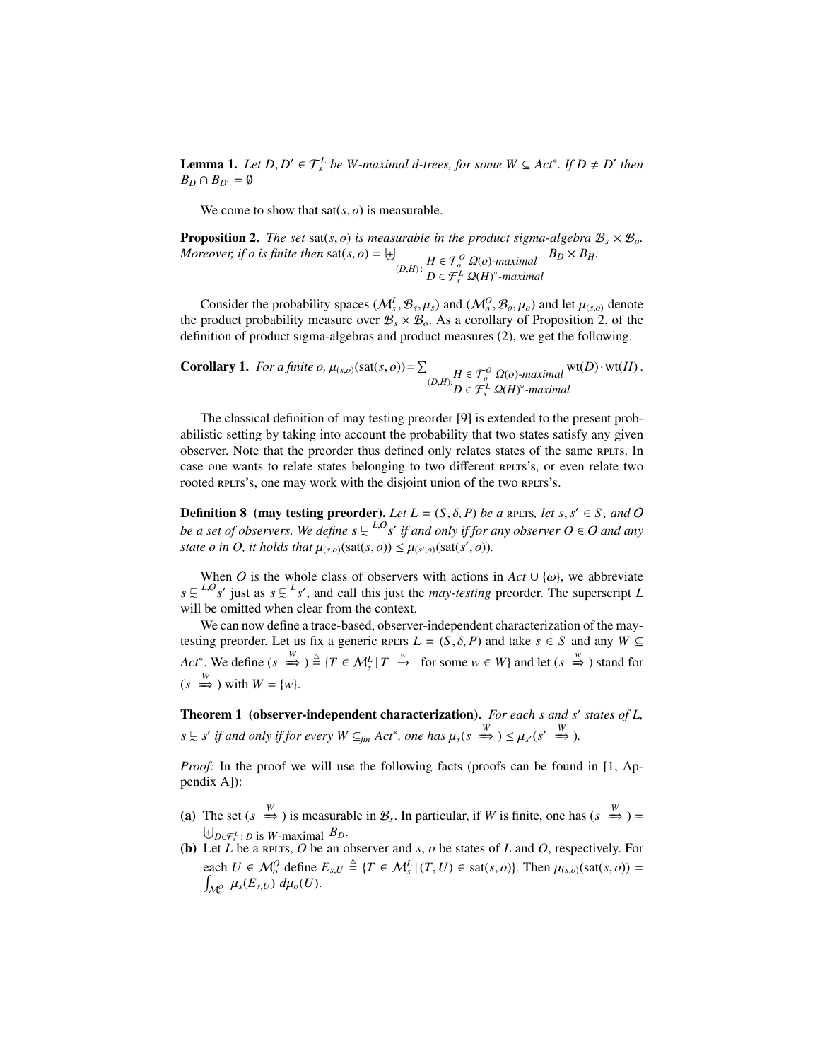**Lemma 1.** *Let $D, D' \in \mathcal{T}_s^L$ be W-maximal d-trees, for some $W \subseteq Act^*$. If $D \neq D'$ then $B_D \cap B_{D'} = \emptyset$*

We come to show that $\mathrm{sat}(s, o)$ is measurable.

**Proposition 2.** *The set* $\mathrm{sat}(s, o)$ *is measurable in the product sigma-algebra $\mathcal{B}_s \times \mathcal{B}_o$. Moreover, if o is finite then* $\mathrm{sat}(s, o) = \biguplus_{(D,H):\, \substack{H \in \mathcal{F}_o^O\ \Omega(o)\text{-maximal} \\ D \in \mathcal{F}_s^L\ \Omega(H)^\circ\text{-maximal}}} B_D \times B_H$.

Consider the probability spaces $(\mathcal{M}_s^L, \mathcal{B}_s, \mu_s)$ and $(\mathcal{M}_o^O, \mathcal{B}_o, \mu_o)$ and let $\mu_{(s,o)}$ denote the product probability measure over $\mathcal{B}_s \times \mathcal{B}_o$. As a corollary of Proposition 2, of the definition of product sigma-algebras and product measures (2), we get the following.

**Corollary 1.** *For a finite o,* $\mu_{(s,o)}(\mathrm{sat}(s, o)) = \sum_{(D,H):\, \substack{H \in \mathcal{F}_o^O\ \Omega(o)\text{-maximal} \\ D \in \mathcal{F}_s^L\ \Omega(H)^\circ\text{-maximal}}} \mathrm{wt}(D) \cdot \mathrm{wt}(H)$.

The classical definition of may testing preorder [9] is extended to the present probabilistic setting by taking into account the probability that two states satisfy any given observer. Note that the preorder thus defined only relates states of the same RPLTS. In case one wants to relate states belonging to two different RPLTS's, or even relate two rooted RPLTS's, one may work with the disjoint union of the two RPLTS's.

**Definition 8 (may testing preorder).** *Let $L = (S, \delta, P)$ be a RPLTS, let $s, s' \in S$, and $\mathcal{O}$ be a set of observers. We define $s \sqsubseteq^{L,\mathcal{O}} s'$ if and only if for any observer $O \in \mathcal{O}$ and any state o in O, it holds that* $\mu_{(s,o)}(\mathrm{sat}(s, o)) \leq \mu_{(s',o)}(\mathrm{sat}(s', o))$.

When $\mathcal{O}$ is the whole class of observers with actions in $Act \cup \{\omega\}$, we abbreviate $s \sqsubseteq^{L,\mathcal{O}} s'$ just as $s \sqsubseteq^L s'$, and call this just the *may-testing* preorder. The superscript $L$ will be omitted when clear from the context.

We can now define a trace-based, observer-independent characterization of the may-testing preorder. Let us fix a generic RPLTS $L = (S, \delta, P)$ and take $s \in S$ and any $W \subseteq Act^*$. We define $(s \overset{W}{\Longrightarrow}) \triangleq \{T \in \mathcal{M}_s^L \mid T \overset{w}{\longrightarrow}$ for some $w \in W\}$ and let $(s \overset{w}{\Longrightarrow})$ stand for $(s \overset{W}{\Longrightarrow})$ with $W = \{w\}$.

**Theorem 1 (observer-independent characterization).** *For each s and s' states of L, $s \sqsubseteq s'$ if and only if for every $W \subseteq_{fin} Act^*$, one has* $\mu_s(s \overset{W}{\Longrightarrow}) \leq \mu_{s'}(s' \overset{W}{\Longrightarrow})$.

*Proof:* In the proof we will use the following facts (proofs can be found in [1, Appendix A]):

**(a)** The set $(s \overset{W}{\Longrightarrow})$ is measurable in $\mathcal{B}_s$. In particular, if $W$ is finite, one has $(s \overset{W}{\Longrightarrow}) = \biguplus_{D \in \mathcal{F}_s^L:\, D \text{ is } W\text{-maximal}} B_D$.

**(b)** Let $L$ be a RPLTS, $O$ be an observer and $s$, $o$ be states of $L$ and $O$, respectively. For each $U \in \mathcal{M}_o^O$ define $E_{s,U} \triangleq \{T \in \mathcal{M}_s^L \mid (T, U) \in \mathrm{sat}(s, o)\}$. Then $\mu_{(s,o)}(\mathrm{sat}(s, o)) = \int_{\mathcal{M}_o^O} \mu_s(E_{s,U})\, d\mu_o(U)$.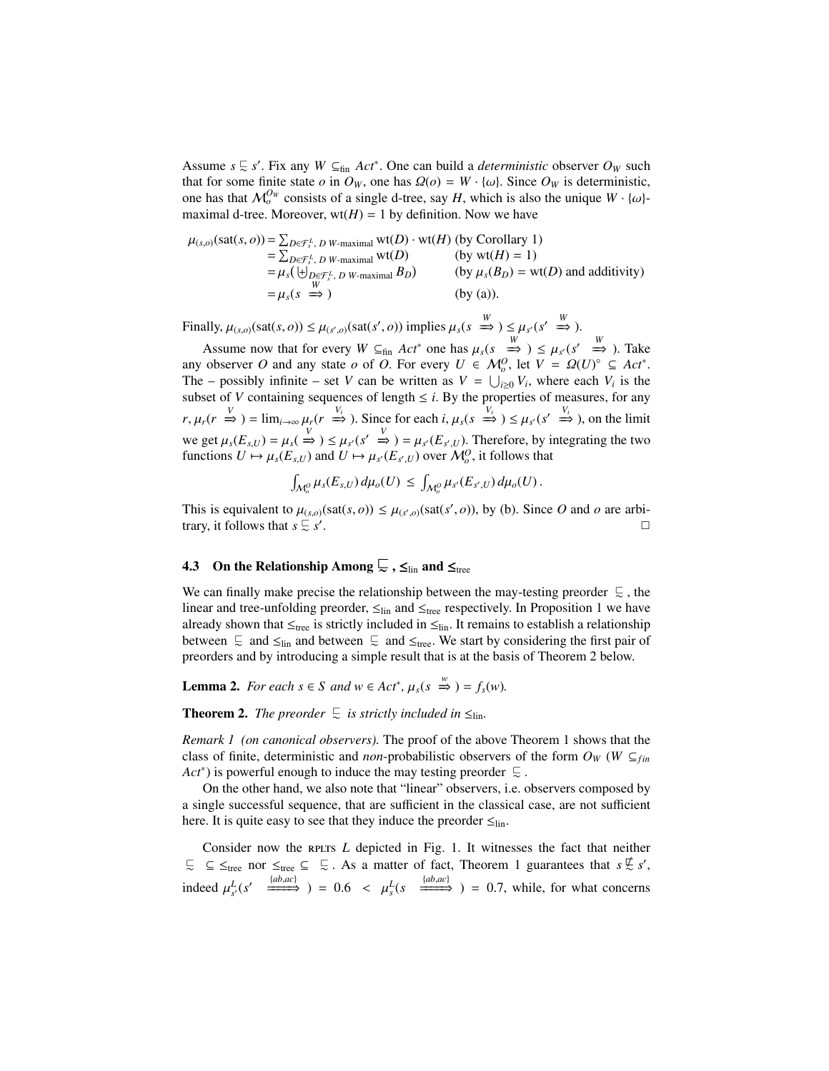Assume $s \sqsubseteq s'$. Fix any $W \subseteq_{\text{fin}} Act^*$. One can build a *deterministic* observer $O_W$ such that for some finite state $o$ in $O_W$, one has $\Omega(o) = W \cdot \{\omega\}$. Since $O_W$ is deterministic, one has that $\mathcal{M}_o^{O_W}$ consists of a single d-tree, say $H$, which is also the unique $W \cdot \{\omega\}$-maximal d-tree. Moreover, $\text{wt}(H) = 1$ by definition. Now we have

$$
\begin{aligned}
\mu_{(s,o)}(\text{sat}(s, o)) &= \textstyle\sum_{D \in \mathcal{F}_s^L,\, D\ W\text{-maximal}} \text{wt}(D) \cdot \text{wt}(H) && \text{(by Corollary 1)}\\
&= \textstyle\sum_{D \in \mathcal{F}_s^L,\, D\ W\text{-maximal}} \text{wt}(D) && \text{(by wt}(H) = 1)\\
&= \mu_s\big(\biguplus_{D \in \mathcal{F}_s^L,\, D\ W\text{-maximal}} B_D\big) && \text{(by } \mu_s(B_D) = \text{wt}(D) \text{ and additivity)}\\
&= \mu_s(s \overset{W}{\Longrightarrow}) && \text{(by (a)).}
\end{aligned}
$$

Finally, $\mu_{(s,o)}(\text{sat}(s, o)) \le \mu_{(s',o)}(\text{sat}(s', o))$ implies $\mu_s(s \overset{W}{\Longrightarrow}) \le \mu_{s'}(s' \overset{W}{\Longrightarrow})$.

Assume now that for every $W \subseteq_{\text{fin}} Act^*$ one has $\mu_s(s \overset{W}{\Longrightarrow}) \le \mu_{s'}(s' \overset{W}{\Longrightarrow})$. Take any observer $O$ and any state $o$ of $O$. For every $U \in \mathcal{M}_o^O$, let $V = \Omega(U)^\circ \subseteq Act^*$. The – possibly infinite – set $V$ can be written as $V = \bigcup_{i \ge 0} V_i$, where each $V_i$ is the subset of $V$ containing sequences of length $\le i$. By the properties of measures, for any $r$, $\mu_r(r \overset{V}{\Longrightarrow}) = \lim_{i \to \infty} \mu_r(r \overset{V_i}{\Longrightarrow})$. Since for each $i$, $\mu_s(s \overset{V_i}{\Longrightarrow}) \le \mu_{s'}(s' \overset{V_i}{\Longrightarrow})$, on the limit we get $\mu_s(E_{s,U}) = \mu_s(\overset{V}{\Longrightarrow}) \le \mu_{s'}(s' \overset{V}{\Longrightarrow}) = \mu_{s'}(E_{s',U})$. Therefore, by integrating the two functions $U \mapsto \mu_s(E_{s,U})$ and $U \mapsto \mu_{s'}(E_{s',U})$ over $\mathcal{M}_o^O$, it follows that

$$\int_{\mathcal{M}_o^O} \mu_s(E_{s,U})\, d\mu_o(U) \;\le\; \int_{\mathcal{M}_o^O} \mu_{s'}(E_{s',U})\, d\mu_o(U)\,.$$

This is equivalent to $\mu_{(s,o)}(\text{sat}(s, o)) \le \mu_{(s',o)}(\text{sat}(s', o))$, by (b). Since $O$ and $o$ are arbitrary, it follows that $s \sqsubseteq s'$. $\square$

### 4.3 On the Relationship Among $\sqsubseteq$, $\le_{\text{lin}}$ and $\le_{\text{tree}}$

We can finally make precise the relationship between the may-testing preorder $\sqsubseteq$, the linear and tree-unfolding preorder, $\le_{\text{lin}}$ and $\le_{\text{tree}}$ respectively. In Proposition 1 we have already shown that $\le_{\text{tree}}$ is strictly included in $\le_{\text{lin}}$. It remains to establish a relationship between $\sqsubseteq$ and $\le_{\text{lin}}$ and between $\sqsubseteq$ and $\le_{\text{tree}}$. We start by considering the first pair of preorders and by introducing a simple result that is at the basis of Theorem 2 below.

**Lemma 2.** *For each $s \in S$ and $w \in Act^*$, $\mu_s(s \overset{w}{\Longrightarrow}) = f_s(w)$.*

**Theorem 2.** *The preorder $\sqsubseteq$ is strictly included in $\le_{\text{lin}}$.*

*Remark 1 (on canonical observers).* The proof of the above Theorem 1 shows that the class of finite, deterministic and *non*-probabilistic observers of the form $O_W$ ($W \subseteq_{fin} Act^*$) is powerful enough to induce the may testing preorder $\sqsubseteq$.

On the other hand, we also note that "linear" observers, i.e. observers composed by a single successful sequence, that are sufficient in the classical case, are not sufficient here. It is quite easy to see that they induce the preorder $\le_{\text{lin}}$.

Consider now the RPLTS $L$ depicted in Fig. 1. It witnesses the fact that neither $\sqsubseteq\ \subseteq \le_{\text{tree}}$ nor $\le_{\text{tree}} \subseteq\ \sqsubseteq$. As a matter of fact, Theorem 1 guarantees that $s \not\sqsubseteq s'$, indeed $\mu_{s'}^L(s' \overset{\{ab,ac\}}{\Longrightarrow}) = 0.6 < \mu_s^L(s \overset{\{ab,ac\}}{\Longrightarrow}) = 0.7$, while, for what concerns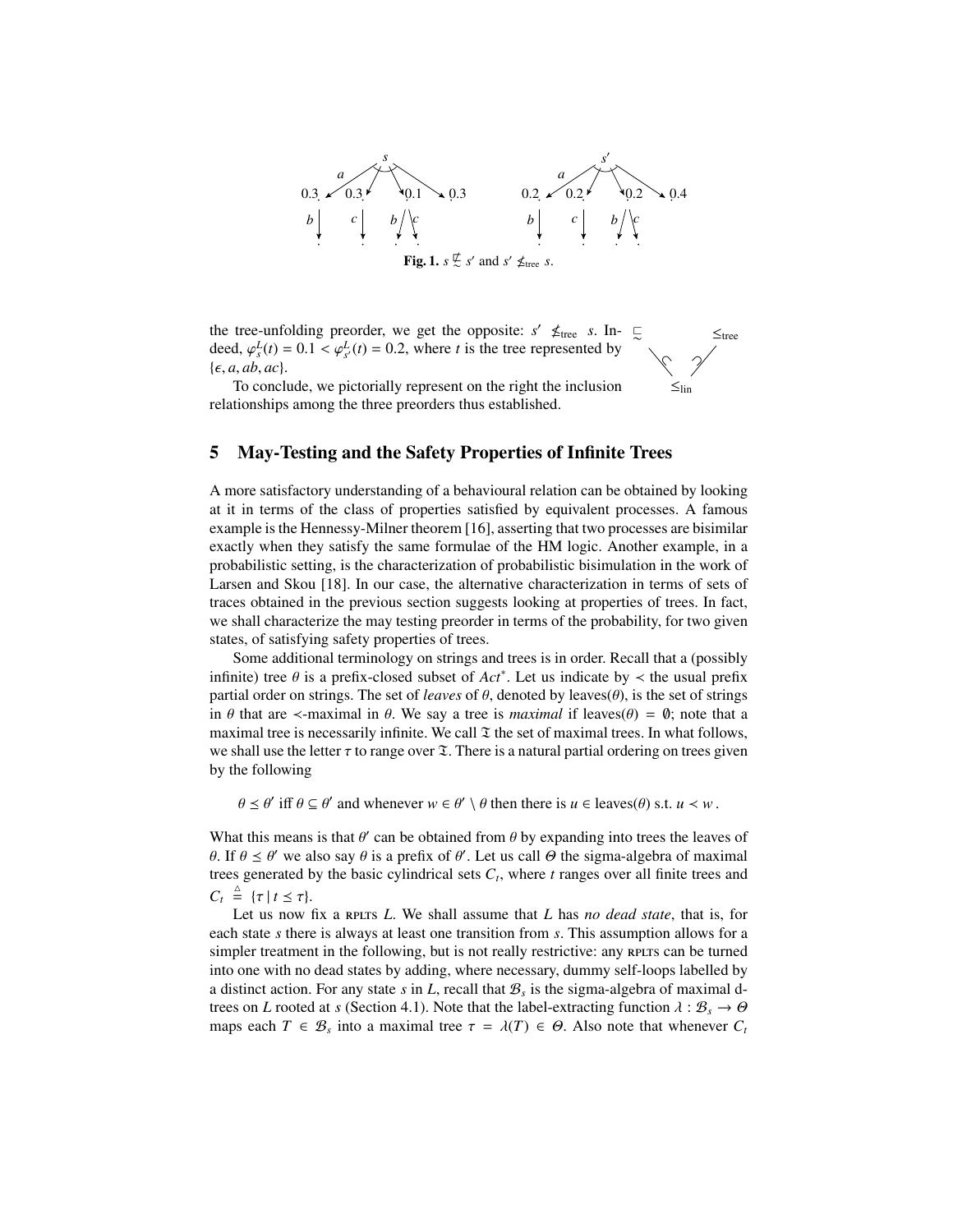**Fig. 1.** $s \not\sqsubseteq s'$ and $s' \not\leq_{\text{tree}} s$.

the tree-unfolding preorder, we get the opposite: $s' \not\leq_{\text{tree}} s$. Indeed, $\varphi^L_s(t) = 0.1 < \varphi^L_{s'}(t) = 0.2$, where $t$ is the tree represented by $\{\epsilon, a, ab, ac\}$.

To conclude, we pictorially represent on the right the inclusion relationships among the three preorders thus established.

## 5 May-Testing and the Safety Properties of Infinite Trees

A more satisfactory understanding of a behavioural relation can be obtained by looking at it in terms of the class of properties satisfied by equivalent processes. A famous example is the Hennessy-Milner theorem [16], asserting that two processes are bisimilar exactly when they satisfy the same formulae of the HM logic. Another example, in a probabilistic setting, is the characterization of probabilistic bisimulation in the work of Larsen and Skou [18]. In our case, the alternative characterization in terms of sets of traces obtained in the previous section suggests looking at properties of trees. In fact, we shall characterize the may testing preorder in terms of the probability, for two given states, of satisfying safety properties of trees.

Some additional terminology on strings and trees is in order. Recall that a (possibly infinite) tree $\theta$ is a prefix-closed subset of $Act^*$. Let us indicate by $\prec$ the usual prefix partial order on strings. The set of *leaves* of $\theta$, denoted by leaves($\theta$), is the set of strings in $\theta$ that are $\prec$-maximal in $\theta$. We say a tree is *maximal* if leaves$(\theta) = \emptyset$; note that a maximal tree is necessarily infinite. We call $\mathfrak{T}$ the set of maximal trees. In what follows, we shall use the letter $\tau$ to range over $\mathfrak{T}$. There is a natural partial ordering on trees given by the following

$$\theta \preceq \theta' \text{ iff } \theta \subseteq \theta' \text{ and whenever } w \in \theta' \setminus \theta \text{ then there is } u \in \text{leaves}(\theta) \text{ s.t. } u \prec w\,.$$

What this means is that $\theta'$ can be obtained from $\theta$ by expanding into trees the leaves of $\theta$. If $\theta \preceq \theta'$ we also say $\theta$ is a prefix of $\theta'$. Let us call $\Theta$ the sigma-algebra of maximal trees generated by the basic cylindrical sets $C_t$, where $t$ ranges over all finite trees and $C_t \triangleq \{\tau \mid t \preceq \tau\}$.

Let us now fix a RPLTS $L$. We shall assume that $L$ has *no dead state*, that is, for each state $s$ there is always at least one transition from $s$. This assumption allows for a simpler treatment in the following, but is not really restrictive: any RPLTS can be turned into one with no dead states by adding, where necessary, dummy self-loops labelled by a distinct action. For any state $s$ in $L$, recall that $\mathcal{B}_s$ is the sigma-algebra of maximal d-trees on $L$ rooted at $s$ (Section 4.1). Note that the label-extracting function $\lambda : \mathcal{B}_s \to \Theta$ maps each $T \in \mathcal{B}_s$ into a maximal tree $\tau = \lambda(T) \in \Theta$. Also note that whenever $C_t$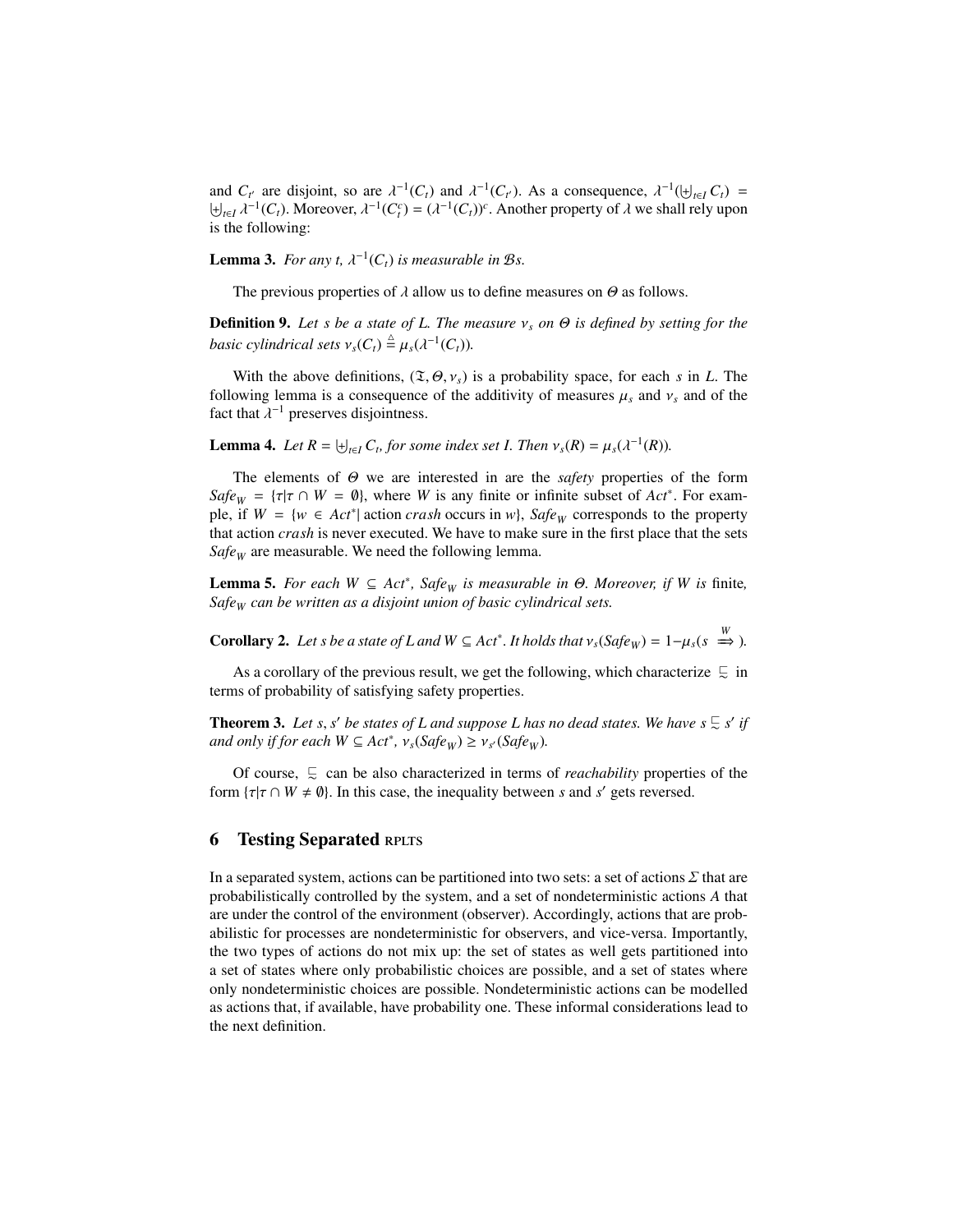and $C_{t'}$ are disjoint, so are $\lambda^{-1}(C_t)$ and $\lambda^{-1}(C_{t'})$. As a consequence, $\lambda^{-1}(\biguplus_{t\in I} C_t) = \biguplus_{t\in I} \lambda^{-1}(C_t)$. Moreover, $\lambda^{-1}(C_t^c) = (\lambda^{-1}(C_t))^c$. Another property of $\lambda$ we shall rely upon is the following:

**Lemma 3.** *For any t, $\lambda^{-1}(C_t)$ is measurable in $\mathcal{B}s$.*

The previous properties of $\lambda$ allow us to define measures on $\Theta$ as follows.

**Definition 9.** *Let s be a state of L. The measure $\nu_s$ on $\Theta$ is defined by setting for the basic cylindrical sets $\nu_s(C_t) \triangleq \mu_s(\lambda^{-1}(C_t))$.*

With the above definitions, $(\mathfrak{T}, \Theta, \nu_s)$ is a probability space, for each $s$ in $L$. The following lemma is a consequence of the additivity of measures $\mu_s$ and $\nu_s$ and of the fact that $\lambda^{-1}$ preserves disjointness.

**Lemma 4.** *Let $R = \biguplus_{t\in I} C_t$, for some index set I. Then $\nu_s(R) = \mu_s(\lambda^{-1}(R))$.*

The elements of $\Theta$ we are interested in are the *safety* properties of the form $Safe_W = \{\tau | \tau \cap W = \emptyset\}$, where $W$ is any finite or infinite subset of $Act^*$. For example, if $W = \{w \in Act^* |$ action $crash$ occurs in $w\}$, $Safe_W$ corresponds to the property that action $crash$ is never executed. We have to make sure in the first place that the sets $Safe_W$ are measurable. We need the following lemma.

**Lemma 5.** *For each $W \subseteq Act^*$, $Safe_W$ is measurable in $\Theta$. Moreover, if W is* finite*, $Safe_W$ can be written as a disjoint union of basic cylindrical sets.*

**Corollary 2.** *Let s be a state of L and $W \subseteq Act^*$. It holds that $\nu_s(Safe_W) = 1 - \mu_s(s \overset{W}{\Longrightarrow})$.*

As a corollary of the previous result, we get the following, which characterize $\sqsubseteq$ in terms of probability of satisfying safety properties.

**Theorem 3.** *Let $s, s'$ be states of L and suppose L has no dead states. We have $s \sqsubseteq s'$ if and only if for each $W \subseteq Act^*$, $\nu_s(Safe_W) \geq \nu_{s'}(Safe_W)$.*

Of course, $\sqsubseteq$ can be also characterized in terms of *reachability* properties of the form $\{\tau | \tau \cap W \neq \emptyset\}$. In this case, the inequality between $s$ and $s'$ gets reversed.

## 6 Testing Separated RPLTS

In a separated system, actions can be partitioned into two sets: a set of actions $\Sigma$ that are probabilistically controlled by the system, and a set of nondeterministic actions $A$ that are under the control of the environment (observer). Accordingly, actions that are probabilistic for processes are nondeterministic for observers, and vice-versa. Importantly, the two types of actions do not mix up: the set of states as well gets partitioned into a set of states where only probabilistic choices are possible, and a set of states where only nondeterministic choices are possible. Nondeterministic actions can be modelled as actions that, if available, have probability one. These informal considerations lead to the next definition.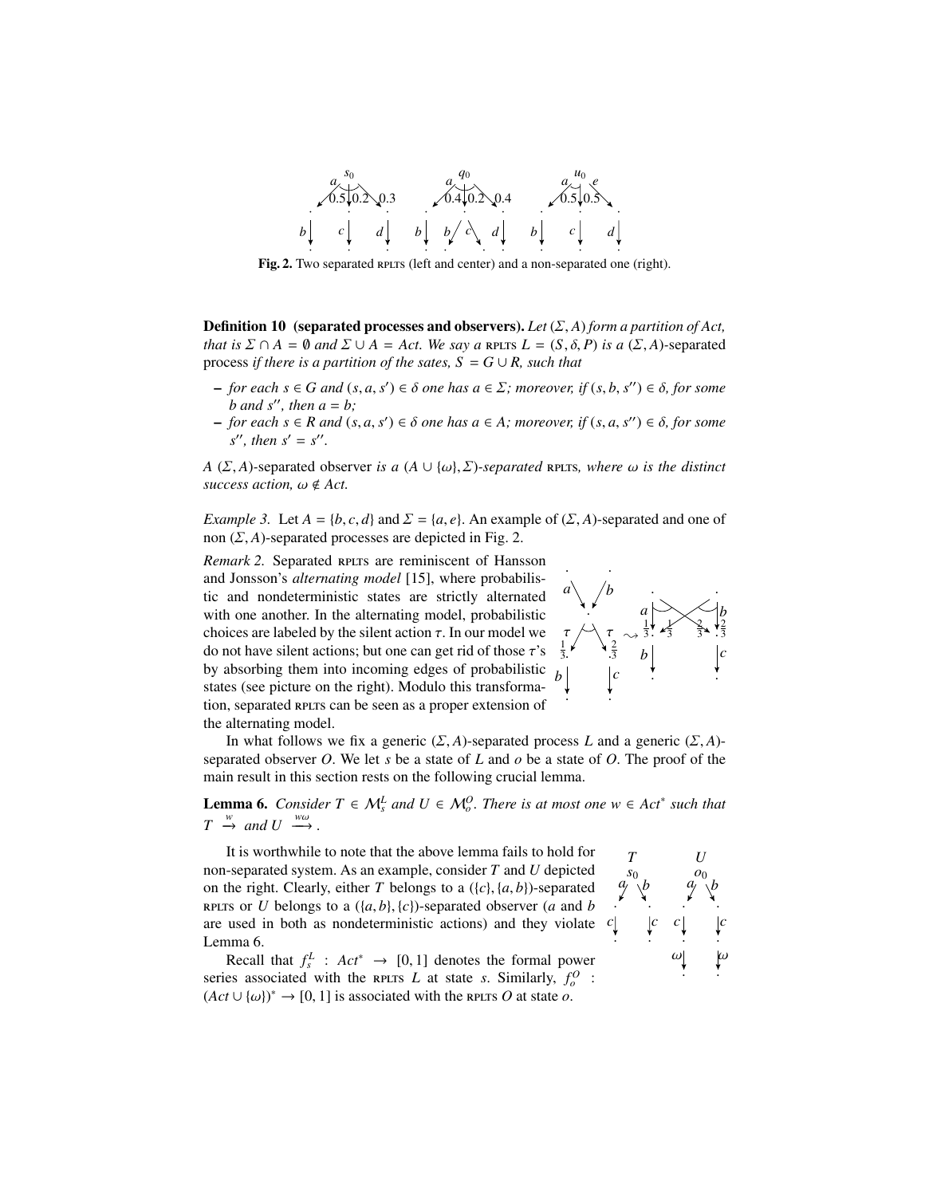**Fig. 2.** Two separated RPLTS (left and center) and a non-separated one (right).

**Definition 10 (separated processes and observers).** *Let $(\Sigma, A)$ form a partition of Act, that is $\Sigma \cap A = \emptyset$ and $\Sigma \cup A = Act$. We say a* RPLTS $L = (S, \delta, P)$ *is a $(\Sigma, A)$-*separated process *if there is a partition of the sates, $S = G \cup R$, such that*

- *for each $s \in G$ and $(s, a, s') \in \delta$ one has $a \in \Sigma$; moreover, if $(s, b, s'') \in \delta$, for some $b$ and $s''$, then $a = b$;*
- *for each $s \in R$ and $(s, a, s') \in \delta$ one has $a \in A$; moreover, if $(s, a, s'') \in \delta$, for some $s''$, then $s' = s''$.*

*A $(\Sigma, A)$-*separated observer *is a $(A \cup \{\omega\}, \Sigma)$-separated* RPLTS, *where $\omega$ is the distinct success action, $\omega \notin Act$.*

*Example 3.* Let $A = \{b, c, d\}$ and $\Sigma = \{a, e\}$. An example of $(\Sigma, A)$-separated and one of non $(\Sigma, A)$-separated processes are depicted in Fig. 2.

*Remark 2.* Separated RPLTS are reminiscent of Hansson and Jonsson's *alternating model* [15], where probabilistic and nondeterministic states are strictly alternated with one another. In the alternating model, probabilistic choices are labeled by the silent action $\tau$. In our model we do not have silent actions; but one can get rid of those $\tau$'s by absorbing them into incoming edges of probabilistic states (see picture on the right). Modulo this transformation, separated RPLTS can be seen as a proper extension of the alternating model.

In what follows we fix a generic $(\Sigma, A)$-separated process $L$ and a generic $(\Sigma, A)$-separated observer $O$. We let $s$ be a state of $L$ and $o$ be a state of $O$. The proof of the main result in this section rests on the following crucial lemma.

**Lemma 6.** *Consider $T \in \mathcal{M}_s^L$ and $U \in \mathcal{M}_o^O$. There is at most one $w \in Act^*$ such that $T \xrightarrow{w}$ and $U \xrightarrow{w\omega}$.*

It is worthwhile to note that the above lemma fails to hold for non-separated system. As an example, consider $T$ and $U$ depicted on the right. Clearly, either $T$ belongs to a $(\{c\}, \{a, b\})$-separated RPLTS or $U$ belongs to a $(\{a, b\}, \{c\})$-separated observer ($a$ and $b$ are used in both as nondeterministic actions) and they violate Lemma 6.

Recall that $f_s^L : Act^* \to [0, 1]$ denotes the formal power series associated with the RPLTS $L$ at state $s$. Similarly, $f_o^O : (Act \cup \{\omega\})^* \to [0, 1]$ is associated with the RPLTS $O$ at state $o$.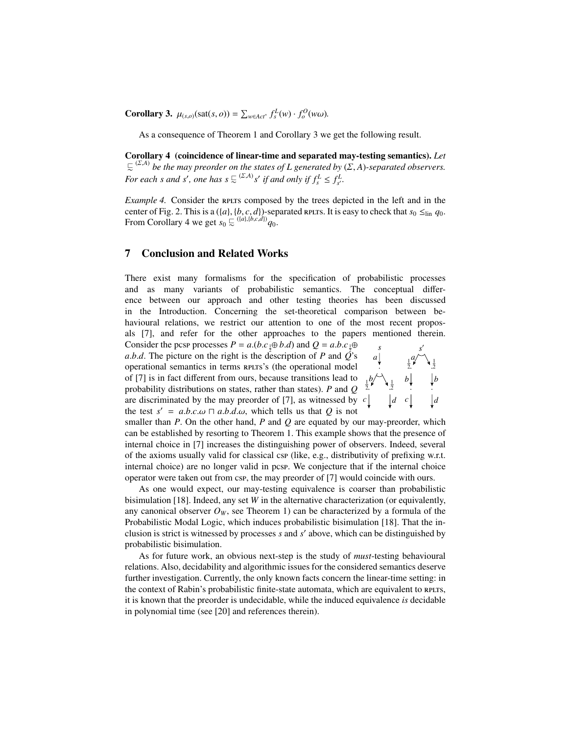**Corollary 3.** $\mu_{(s,o)}(\text{sat}(s,o)) = \sum_{w \in Act^*} f^L_s(w) \cdot f^O_o(w\omega)$.

As a consequence of Theorem 1 and Corollary 3 we get the following result.

**Corollary 4 (coincidence of linear-time and separated may-testing semantics).** *Let $\sqsubseteq^{(\Sigma,A)}$ be the may preorder on the states of L generated by $(\Sigma, A)$-separated observers. For each s and s′, one has $s \sqsubseteq^{(\Sigma,A)} s'$ if and only if $f^L_s \leq f^L_{s'}$.*

*Example 4.* Consider the RPLTS composed by the trees depicted in the left and in the center of Fig. 2. This is a $(\{a\}, \{b, c, d\})$-separated RPLTS. It is easy to check that $s_0 \leq_{\text{lin}} q_0$. From Corollary 4 we get $s_0 \sqsubseteq^{(\{a\},\{b,c,d\})} q_0$.

## 7 Conclusion and Related Works

There exist many formalisms for the specification of probabilistic processes and as many variants of probabilistic semantics. The conceptual difference between our approach and other testing theories has been discussed in the Introduction. Concerning the set-theoretical comparison between behavioural relations, we restrict our attention to one of the most recent proposals [7], and refer for the other approaches to the papers mentioned therein. Consider the PCSP processes $P = a.(b.c \,{}_{\frac{1}{2}}\!\oplus b.d)$ and $Q = a.b.c \,{}_{\frac{1}{2}}\!\oplus a.b.d$. The picture on the right is the description of $P$ and $Q$'s operational semantics in terms RPLTS's (the operational model of [7] is in fact different from ours, because transitions lead to probability distributions on states, rather than states). $P$ and $Q$ are discriminated by the may preorder of [7], as witnessed by the test $s' = a.b.c.\omega \sqcap a.b.d.\omega$, which tells us that $Q$ is not smaller than $P$. On the other hand, $P$ and $Q$ are equated by our may-preorder, which can be established by resorting to Theorem 1. This example shows that the presence of internal choice in [7] increases the distinguishing power of observers. Indeed, several of the axioms usually valid for classical CSP (like, e.g., distributivity of prefixing w.r.t. internal choice) are no longer valid in PCSP. We conjecture that if the internal choice operator were taken out from CSP, the may preorder of [7] would coincide with ours.

As one would expect, our may-testing equivalence is coarser than probabilistic bisimulation [18]. Indeed, any set $W$ in the alternative characterization (or equivalently, any canonical observer $O_W$, see Theorem 1) can be characterized by a formula of the Probabilistic Modal Logic, which induces probabilistic bisimulation [18]. That the inclusion is strict is witnessed by processes $s$ and $s'$ above, which can be distinguished by probabilistic bisimulation.

As for future work, an obvious next-step is the study of *must*-testing behavioural relations. Also, decidability and algorithmic issues for the considered semantics deserve further investigation. Currently, the only known facts concern the linear-time setting: in the context of Rabin's probabilistic finite-state automata, which are equivalent to RPLTS, it is known that the preorder is undecidable, while the induced equivalence *is* decidable in polynomial time (see [20] and references therein).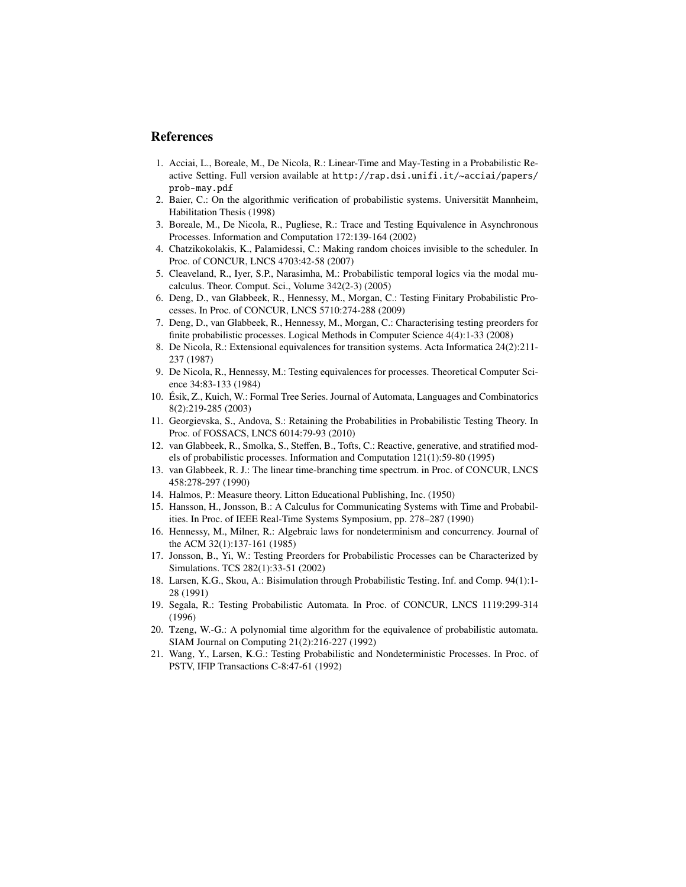## References

1. Acciai, L., Boreale, M., De Nicola, R.: Linear-Time and May-Testing in a Probabilistic Reactive Setting. Full version available at http://rap.dsi.unifi.it/~acciai/papers/prob-may.pdf
2. Baier, C.: On the algorithmic verification of probabilistic systems. Universität Mannheim, Habilitation Thesis (1998)
3. Boreale, M., De Nicola, R., Pugliese, R.: Trace and Testing Equivalence in Asynchronous Processes. Information and Computation 172:139-164 (2002)
4. Chatzikokolakis, K., Palamidessi, C.: Making random choices invisible to the scheduler. In Proc. of CONCUR, LNCS 4703:42-58 (2007)
5. Cleaveland, R., Iyer, S.P., Narasimha, M.: Probabilistic temporal logics via the modal mu-calculus. Theor. Comput. Sci., Volume 342(2-3) (2005)
6. Deng, D., van Glabbeek, R., Hennessy, M., Morgan, C.: Testing Finitary Probabilistic Processes. In Proc. of CONCUR, LNCS 5710:274-288 (2009)
7. Deng, D., van Glabbeek, R., Hennessy, M., Morgan, C.: Characterising testing preorders for finite probabilistic processes. Logical Methods in Computer Science 4(4):1-33 (2008)
8. De Nicola, R.: Extensional equivalences for transition systems. Acta Informatica 24(2):211-237 (1987)
9. De Nicola, R., Hennessy, M.: Testing equivalences for processes. Theoretical Computer Science 34:83-133 (1984)
10. Ésik, Z., Kuich, W.: Formal Tree Series. Journal of Automata, Languages and Combinatorics 8(2):219-285 (2003)
11. Georgievska, S., Andova, S.: Retaining the Probabilities in Probabilistic Testing Theory. In Proc. of FOSSACS, LNCS 6014:79-93 (2010)
12. van Glabbeek, R., Smolka, S., Steffen, B., Tofts, C.: Reactive, generative, and stratified models of probabilistic processes. Information and Computation 121(1):59-80 (1995)
13. van Glabbeek, R. J.: The linear time-branching time spectrum. in Proc. of CONCUR, LNCS 458:278-297 (1990)
14. Halmos, P.: Measure theory. Litton Educational Publishing, Inc. (1950)
15. Hansson, H., Jonsson, B.: A Calculus for Communicating Systems with Time and Probabilities. In Proc. of IEEE Real-Time Systems Symposium, pp. 278–287 (1990)
16. Hennessy, M., Milner, R.: Algebraic laws for nondeterminism and concurrency. Journal of the ACM 32(1):137-161 (1985)
17. Jonsson, B., Yi, W.: Testing Preorders for Probabilistic Processes can be Characterized by Simulations. TCS 282(1):33-51 (2002)
18. Larsen, K.G., Skou, A.: Bisimulation through Probabilistic Testing. Inf. and Comp. 94(1):1-28 (1991)
19. Segala, R.: Testing Probabilistic Automata. In Proc. of CONCUR, LNCS 1119:299-314 (1996)
20. Tzeng, W.-G.: A polynomial time algorithm for the equivalence of probabilistic automata. SIAM Journal on Computing 21(2):216-227 (1992)
21. Wang, Y., Larsen, K.G.: Testing Probabilistic and Nondeterministic Processes. In Proc. of PSTV, IFIP Transactions C-8:47-61 (1992)